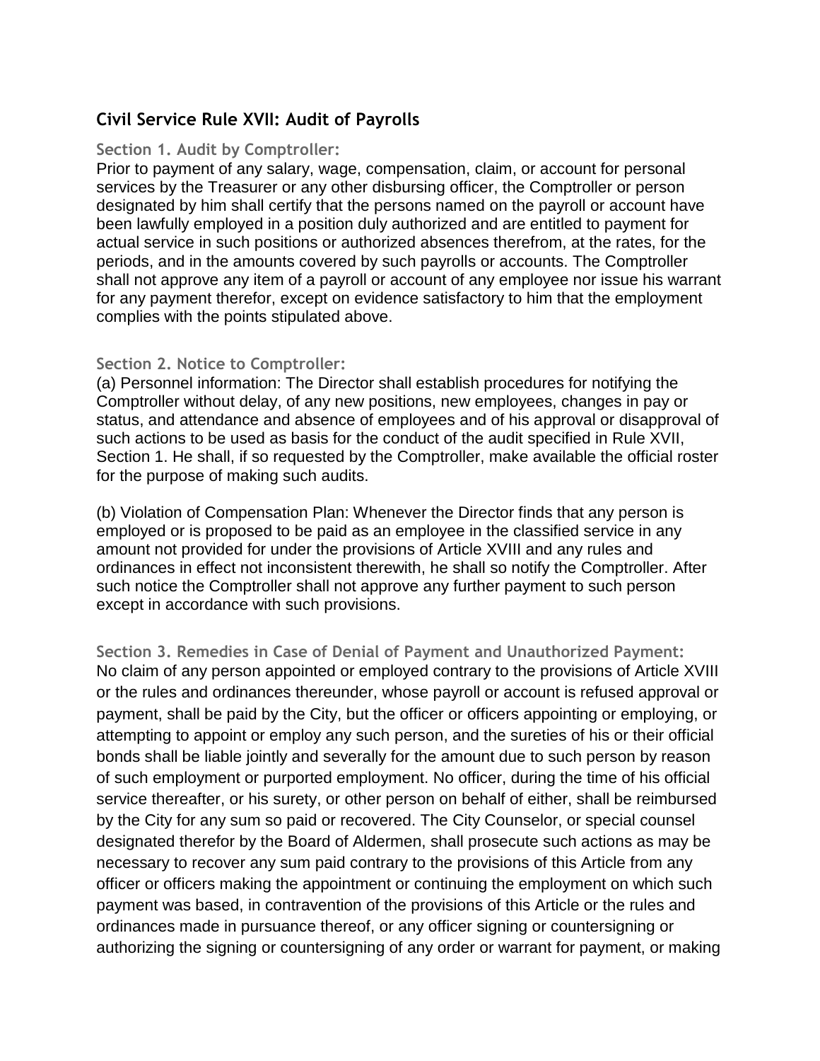## Civil Service Rule XVII: Audit of Payrolls

### Section 1. Audit by Comptroller:

Prior to payment of any salary, wage, compensation, claim, or account for personal services by the Treasurer or any other disbursing officer, the Comptroller or person designated by him shall certify that the persons named on the payroll or account have been lawfully employed in a position duly authorized and are entitled to payment for actual service in such positions or authorized absences therefrom, at the rates, for the periods, and in the amounts covered by such payrolls or accounts. The Comptroller shall not approve any item of a payroll or account of any employee nor issue his warrant for any payment therefor, except on evidence satisfactory to him that the employment complies with the points stipulated above.

### Section 2. Notice to Comptroller:

(a) Personnel information: The Director shall establish procedures for notifying the Comptroller without delay, of any new positions, new employees, changes in pay or status, and attendance and absence of employees and of his approval or disapproval of such actions to be used as basis for the conduct of the audit specified in Rule XVII, Section 1. He shall, if so requested by the Comptroller, make available the official roster for the purpose of making such audits.

(b) Violation of Compensation Plan: Whenever the Director finds that any person is employed or is proposed to be paid as an employee in the classified service in any amount not provided for under the provisions of Article XVIII and any rules and ordinances in effect not inconsistent therewith, he shall so notify the Comptroller. After such notice the Comptroller shall not approve any further payment to such person except in accordance with such provisions.

### Section 3. Remedies in Case of Denial of Payment and Unauthorized Payment:

No claim of any person appointed or employed contrary to the provisions of Article XVIII or the rules and ordinances thereunder, whose payroll or account is refused approval or payment, shall be paid by the City, but the officer or officers appointing or employing, or attempting to appoint or employ any such person, and the sureties of his or their official bonds shall be liable jointly and severally for the amount due to such person by reason of such employment or purported employment. No officer, during the time of his official service thereafter, or his surety, or other person on behalf of either, shall be reimbursed by the City for any sum so paid or recovered. The City Counselor, or special counsel designated therefor by the Board of Aldermen, shall prosecute such actions as may be necessary to recover any sum paid contrary to the provisions of this Article from any officer or officers making the appointment or continuing the employment on which such payment was based, in contravention of the provisions of this Article or the rules and ordinances made in pursuance thereof, or any officer signing or countersigning or authorizing the signing or countersigning of any order or warrant for payment, or making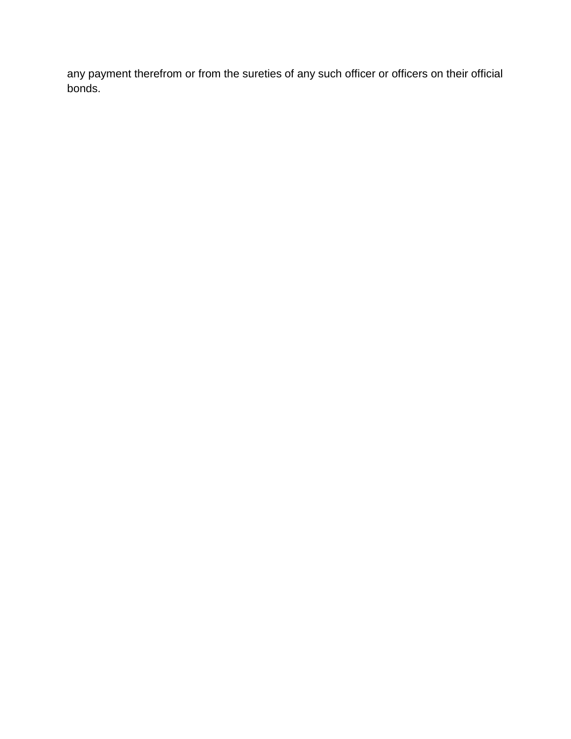any payment therefrom or from the sureties of any such officer or officers on their official bonds.